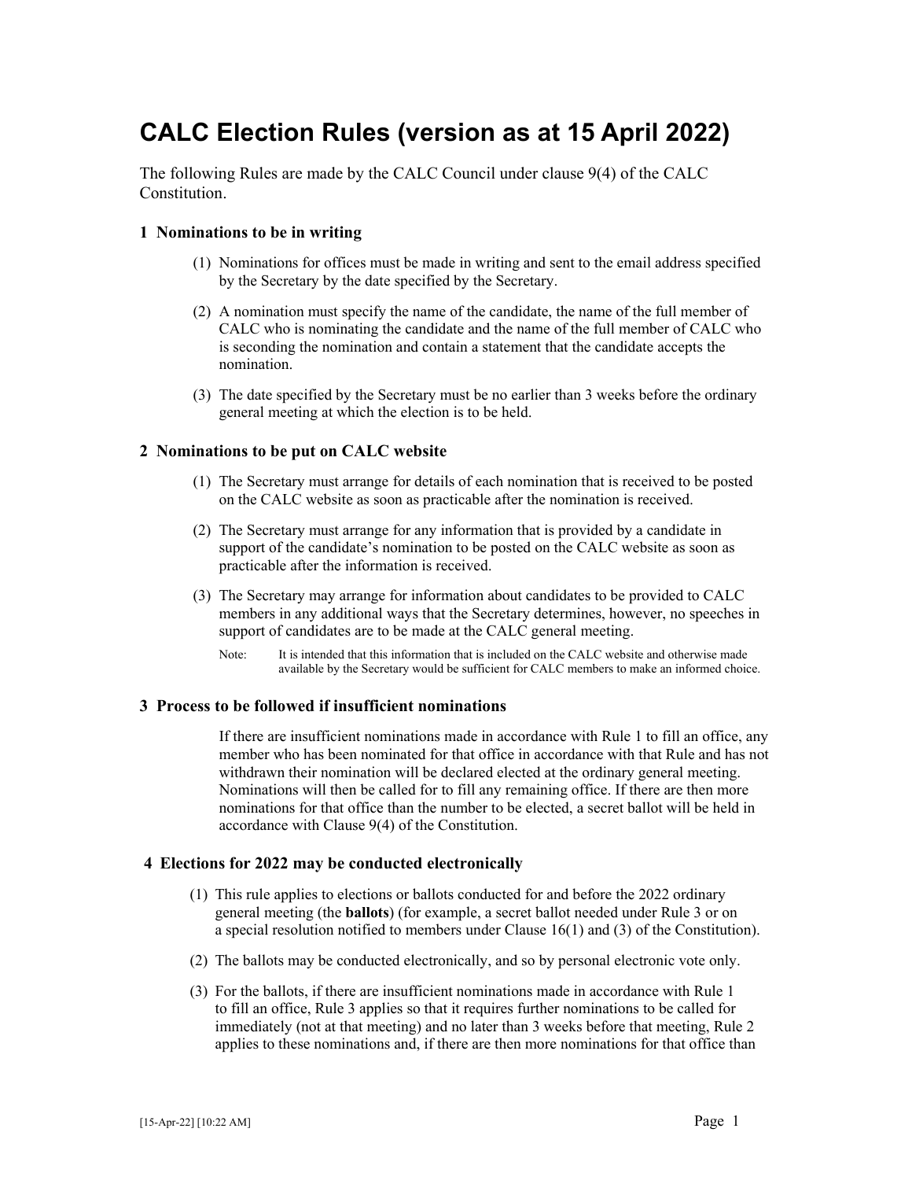# CALC Election Rules (version as at 15 April 2022)

The following Rules are made by the CALC Council under clause 9(4) of the CALC Constitution.

### 1 Nominations to be in writing

(1) Nominations for offices must be made in writing and sent to the email address specified by the Secretary by the date specified by the Secretary.

(2) A nomination must specify the name of the candidate, the name of the full member of CALC who is nominating the candidate and the name of the full member of CALC who is seconding the nomination and contain a statement that the candidate accepts the nomination.

(3) The date specified by the Secretary must be no earlier than 3 weeks before the ordinary general meeting at which the election is to be held.

### 2 Nominations to be put on CALC website

(1) The Secretary must arrange for details of each nomination that is received to be posted on the CALC website as soon as practicable after the nomination is received.

(2) The Secretary must arrange for any information that is provided by a candidate in support of the candidate's nomination to be posted on the CALC website as soon as practicable after the information is received.

(3) The Secretary may arrange for information about candidates to be provided to CALC members in any additional ways that the Secretary determines, however, no speeches in support of candidates are to be made at the CALC general meeting.

Note: It is intended that this information that is included on the CALC website and otherwise made available by the Secretary would be sufficient for CALC members to make an informed choice.

### 3 Process to be followed if insufficient nominations

If there are insufficient nominations made in accordance with Rule 1 to fill an office, any member who has been nominated for that office in accordance with that Rule and has not withdrawn their nomination will be declared elected at the ordinary general meeting. Nominations will then be called for to fill any remaining office. If there are then more nominations for that office than the number to be elected, a secret ballot will be held in accordance with Clause 9(4) of the Constitution.

### 4 Elections for 2022 may be conducted electronically

(1) This rule applies to elections or ballots conducted for and before the 2022 ordinary general meeting (the **ballots**) (for example, a secret ballot needed under Rule 3 or on a special resolution notified to members under Clause 16(1) and (3) of the Constitution).

(2) The ballots may be conducted electronically, and so by personal electronic vote only.

(3) For the ballots, if there are insufficient nominations made in accordance with Rule 1 to fill an office, Rule 3 applies so that it requires further nominations to be called for immediately (not at that meeting) and no later than 3 weeks before that meeting, Rule 2 applies to these nominations and, if there are then more nominations for that office than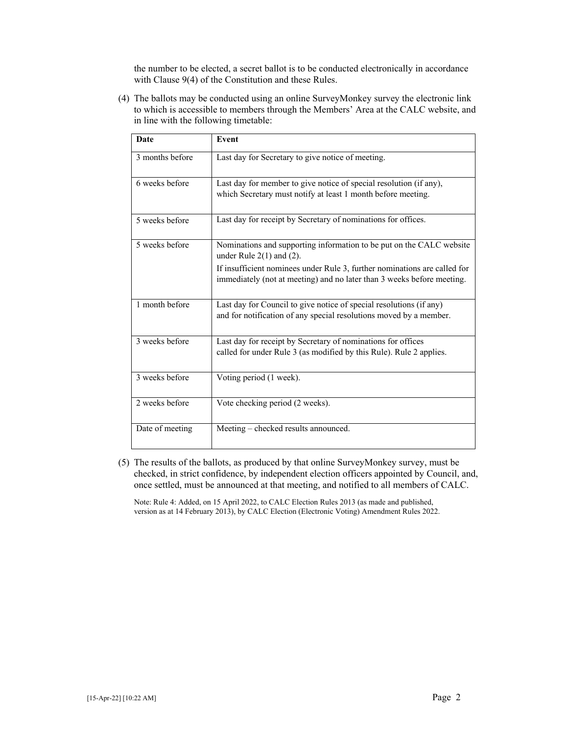the number to be elected, a secret ballot is to be conducted electronically in accordance with Clause 9(4) of the Constitution and these Rules.

(4) The ballots may be conducted using an online SurveyMonkey survey the electronic link to which is accessible to members through the Members' Area at the CALC website, and in line with the following timetable:

| Date | Event |
|---|---|
| 3 months before | Last day for Secretary to give notice of meeting. |
| 6 weeks before | Last day for member to give notice of special resolution (if any), which Secretary must notify at least 1 month before meeting. |
| 5 weeks before | Last day for receipt by Secretary of nominations for offices. |
| 5 weeks before | Nominations and supporting information to be put on the CALC website under Rule 2(1) and (2).<br>If insufficient nominees under Rule 3, further nominations are called for immediately (not at meeting) and no later than 3 weeks before meeting. |
| 1 month before | Last day for Council to give notice of special resolutions (if any) and for notification of any special resolutions moved by a member. |
| 3 weeks before | Last day for receipt by Secretary of nominations for offices called for under Rule 3 (as modified by this Rule). Rule 2 applies. |
| 3 weeks before | Voting period (1 week). |
| 2 weeks before | Vote checking period (2 weeks). |
| Date of meeting | Meeting – checked results announced. |

(5) The results of the ballots, as produced by that online SurveyMonkey survey, must be checked, in strict confidence, by independent election officers appointed by Council, and, once settled, must be announced at that meeting, and notified to all members of CALC.

Note: Rule 4: Added, on 15 April 2022, to CALC Election Rules 2013 (as made and published, version as at 14 February 2013), by CALC Election (Electronic Voting) Amendment Rules 2022.